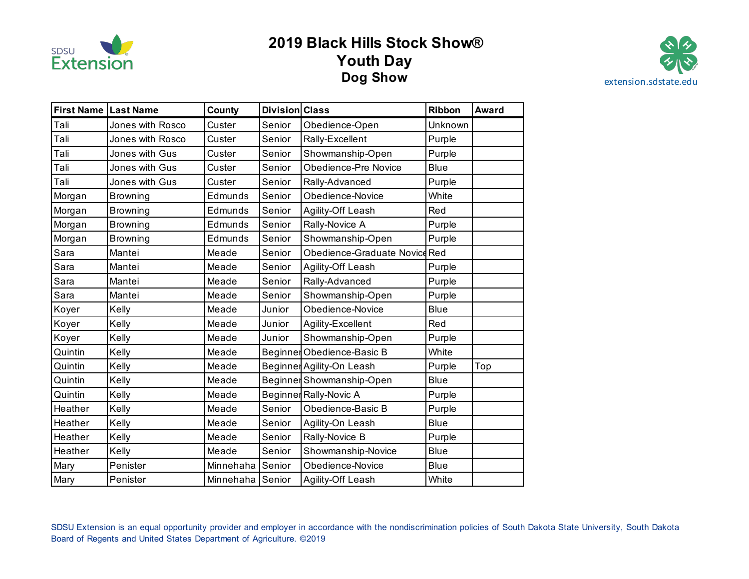# 2019 Black Hills Stock Show®
## Youth Day
### Dog Show

SDSU Extension

extension.sdstate.edu

| First Name | Last Name | County | Division | Class | Ribbon | Award |
|---|---|---|---|---|---|---|
| Tali | Jones with Rosco | Custer | Senior | Obedience-Open | Unknown | |
| Tali | Jones with Rosco | Custer | Senior | Rally-Excellent | Purple | |
| Tali | Jones with Gus | Custer | Senior | Showmanship-Open | Purple | |
| Tali | Jones with Gus | Custer | Senior | Obedience-Pre Novice | Blue | |
| Tali | Jones with Gus | Custer | Senior | Rally-Advanced | Purple | |
| Morgan | Browning | Edmunds | Senior | Obedience-Novice | White | |
| Morgan | Browning | Edmunds | Senior | Agility-Off Leash | Red | |
| Morgan | Browning | Edmunds | Senior | Rally-Novice A | Purple | |
| Morgan | Browning | Edmunds | Senior | Showmanship-Open | Purple | |
| Sara | Mantei | Meade | Senior | Obedience-Graduate Novice | Red | |
| Sara | Mantei | Meade | Senior | Agility-Off Leash | Purple | |
| Sara | Mantei | Meade | Senior | Rally-Advanced | Purple | |
| Sara | Mantei | Meade | Senior | Showmanship-Open | Purple | |
| Koyer | Kelly | Meade | Junior | Obedience-Novice | Blue | |
| Koyer | Kelly | Meade | Junior | Agility-Excellent | Red | |
| Koyer | Kelly | Meade | Junior | Showmanship-Open | Purple | |
| Quintin | Kelly | Meade | Beginner | Obedience-Basic B | White | |
| Quintin | Kelly | Meade | Beginner | Agility-On Leash | Purple | Top |
| Quintin | Kelly | Meade | Beginner | Showmanship-Open | Blue | |
| Quintin | Kelly | Meade | Beginner | Rally-Novic A | Purple | |
| Heather | Kelly | Meade | Senior | Obedience-Basic B | Purple | |
| Heather | Kelly | Meade | Senior | Agility-On Leash | Blue | |
| Heather | Kelly | Meade | Senior | Rally-Novice B | Purple | |
| Heather | Kelly | Meade | Senior | Showmanship-Novice | Blue | |
| Mary | Penister | Minnehaha | Senior | Obedience-Novice | Blue | |
| Mary | Penister | Minnehaha | Senior | Agility-Off Leash | White | |

SDSU Extension is an equal opportunity provider and employer in accordance with the nondiscrimination policies of South Dakota State University, South Dakota Board of Regents and United States Department of Agriculture. ©2019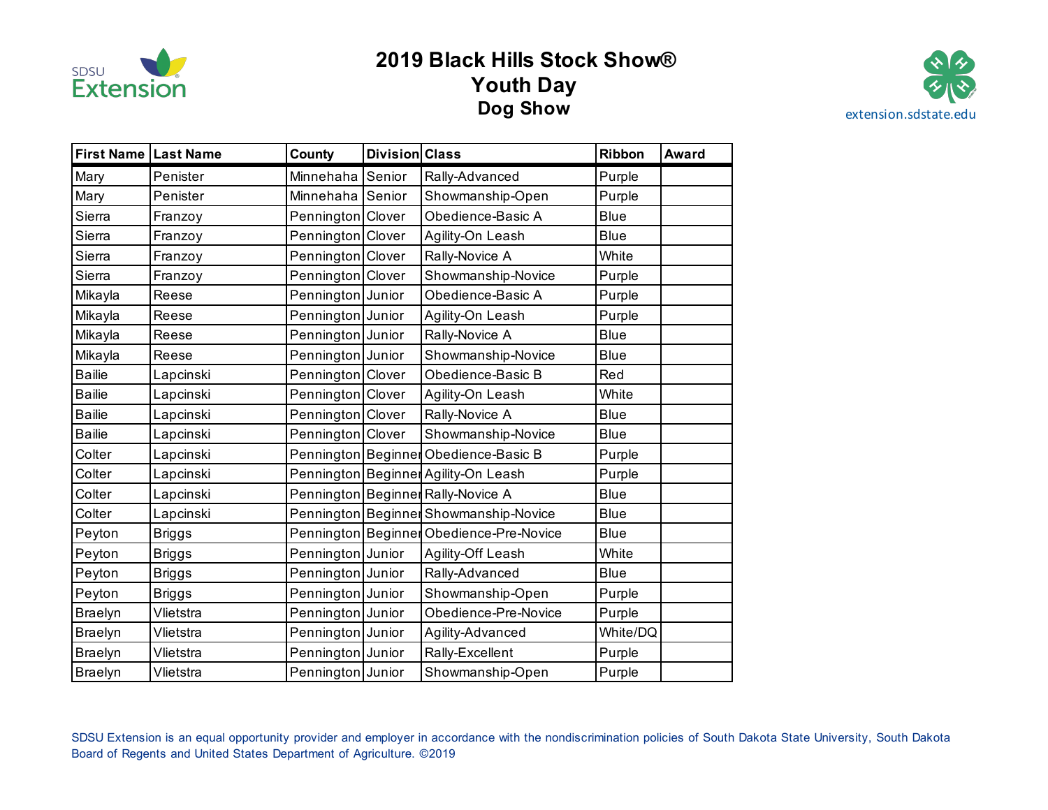# 2019 Black Hills Stock Show®
## Youth Day
### Dog Show

| First Name | Last Name | County | Division | Class | Ribbon | Award |
|---|---|---|---|---|---|---|
| Mary | Penister | Minnehaha | Senior | Rally-Advanced | Purple | |
| Mary | Penister | Minnehaha | Senior | Showmanship-Open | Purple | |
| Sierra | Franzoy | Pennington | Clover | Obedience-Basic A | Blue | |
| Sierra | Franzoy | Pennington | Clover | Agility-On Leash | Blue | |
| Sierra | Franzoy | Pennington | Clover | Rally-Novice A | White | |
| Sierra | Franzoy | Pennington | Clover | Showmanship-Novice | Purple | |
| Mikayla | Reese | Pennington | Junior | Obedience-Basic A | Purple | |
| Mikayla | Reese | Pennington | Junior | Agility-On Leash | Purple | |
| Mikayla | Reese | Pennington | Junior | Rally-Novice A | Blue | |
| Mikayla | Reese | Pennington | Junior | Showmanship-Novice | Blue | |
| Bailie | Lapcinski | Pennington | Clover | Obedience-Basic B | Red | |
| Bailie | Lapcinski | Pennington | Clover | Agility-On Leash | White | |
| Bailie | Lapcinski | Pennington | Clover | Rally-Novice A | Blue | |
| Bailie | Lapcinski | Pennington | Clover | Showmanship-Novice | Blue | |
| Colter | Lapcinski | Pennington | Beginner | Obedience-Basic B | Purple | |
| Colter | Lapcinski | Pennington | Beginner | Agility-On Leash | Purple | |
| Colter | Lapcinski | Pennington | Beginner | Rally-Novice A | Blue | |
| Colter | Lapcinski | Pennington | Beginner | Showmanship-Novice | Blue | |
| Peyton | Briggs | Pennington | Beginner | Obedience-Pre-Novice | Blue | |
| Peyton | Briggs | Pennington | Junior | Agility-Off Leash | White | |
| Peyton | Briggs | Pennington | Junior | Rally-Advanced | Blue | |
| Peyton | Briggs | Pennington | Junior | Showmanship-Open | Purple | |
| Braelyn | Vlietstra | Pennington | Junior | Obedience-Pre-Novice | Purple | |
| Braelyn | Vlietstra | Pennington | Junior | Agility-Advanced | White/DQ | |
| Braelyn | Vlietstra | Pennington | Junior | Rally-Excellent | Purple | |
| Braelyn | Vlietstra | Pennington | Junior | Showmanship-Open | Purple | |

SDSU Extension is an equal opportunity provider and employer in accordance with the nondiscrimination policies of South Dakota State University, South Dakota Board of Regents and United States Department of Agriculture. ©2019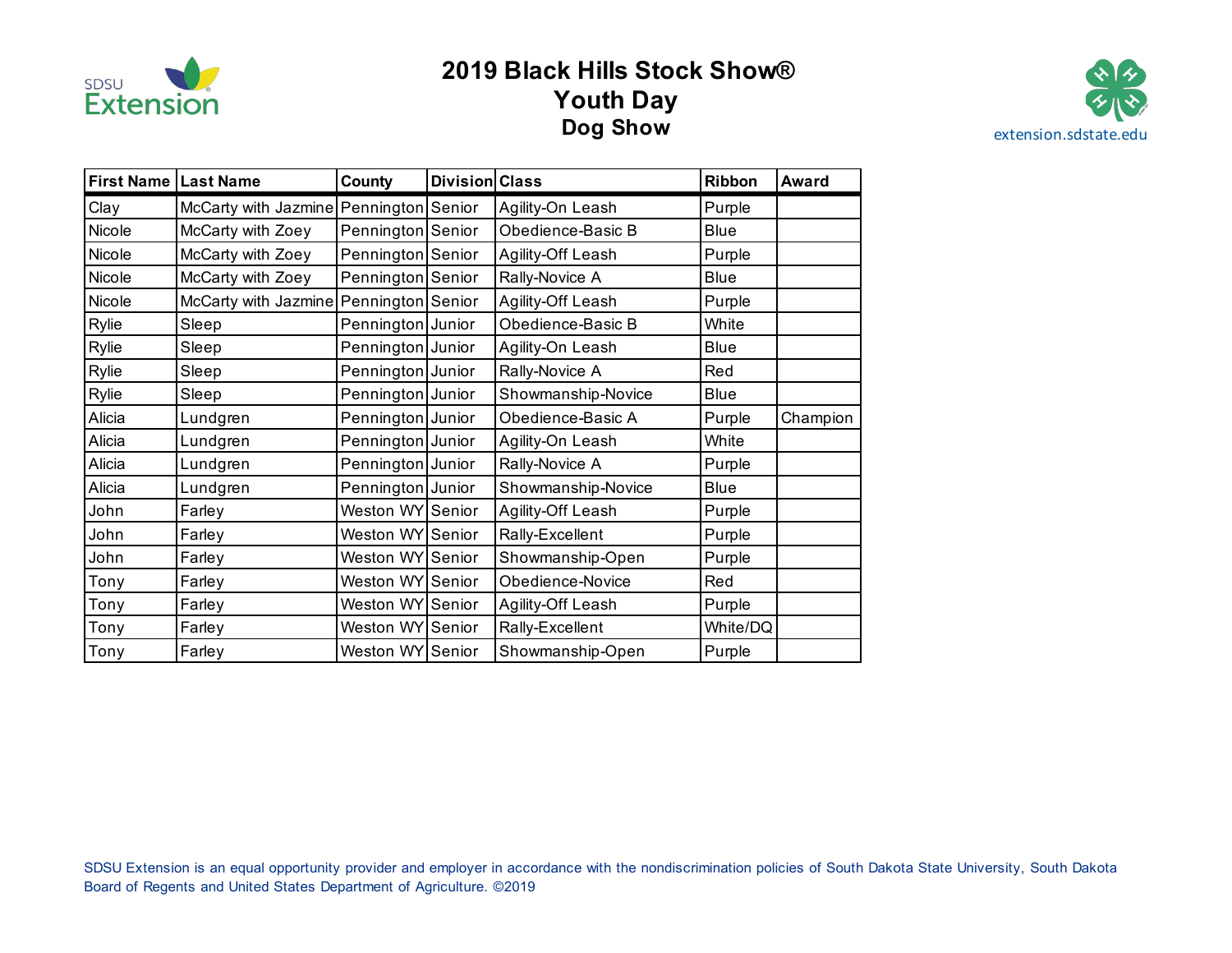SDSU Extension

# 2019 Black Hills Stock Show®
## Youth Day
### Dog Show

extension.sdstate.edu

| First Name | Last Name | County | Division | Class | Ribbon | Award |
|---|---|---|---|---|---|---|
| Clay | McCarty with Jazmine | Pennington | Senior | Agility-On Leash | Purple | |
| Nicole | McCarty with Zoey | Pennington | Senior | Obedience-Basic B | Blue | |
| Nicole | McCarty with Zoey | Pennington | Senior | Agility-Off Leash | Purple | |
| Nicole | McCarty with Zoey | Pennington | Senior | Rally-Novice A | Blue | |
| Nicole | McCarty with Jazmine | Pennington | Senior | Agility-Off Leash | Purple | |
| Rylie | Sleep | Pennington | Junior | Obedience-Basic B | White | |
| Rylie | Sleep | Pennington | Junior | Agility-On Leash | Blue | |
| Rylie | Sleep | Pennington | Junior | Rally-Novice A | Red | |
| Rylie | Sleep | Pennington | Junior | Showmanship-Novice | Blue | |
| Alicia | Lundgren | Pennington | Junior | Obedience-Basic A | Purple | Champion |
| Alicia | Lundgren | Pennington | Junior | Agility-On Leash | White | |
| Alicia | Lundgren | Pennington | Junior | Rally-Novice A | Purple | |
| Alicia | Lundgren | Pennington | Junior | Showmanship-Novice | Blue | |
| John | Farley | Weston WY | Senior | Agility-Off Leash | Purple | |
| John | Farley | Weston WY | Senior | Rally-Excellent | Purple | |
| John | Farley | Weston WY | Senior | Showmanship-Open | Purple | |
| Tony | Farley | Weston WY | Senior | Obedience-Novice | Red | |
| Tony | Farley | Weston WY | Senior | Agility-Off Leash | Purple | |
| Tony | Farley | Weston WY | Senior | Rally-Excellent | White/DQ | |
| Tony | Farley | Weston WY | Senior | Showmanship-Open | Purple | |

SDSU Extension is an equal opportunity provider and employer in accordance with the nondiscrimination policies of South Dakota State University, South Dakota Board of Regents and United States Department of Agriculture. ©2019